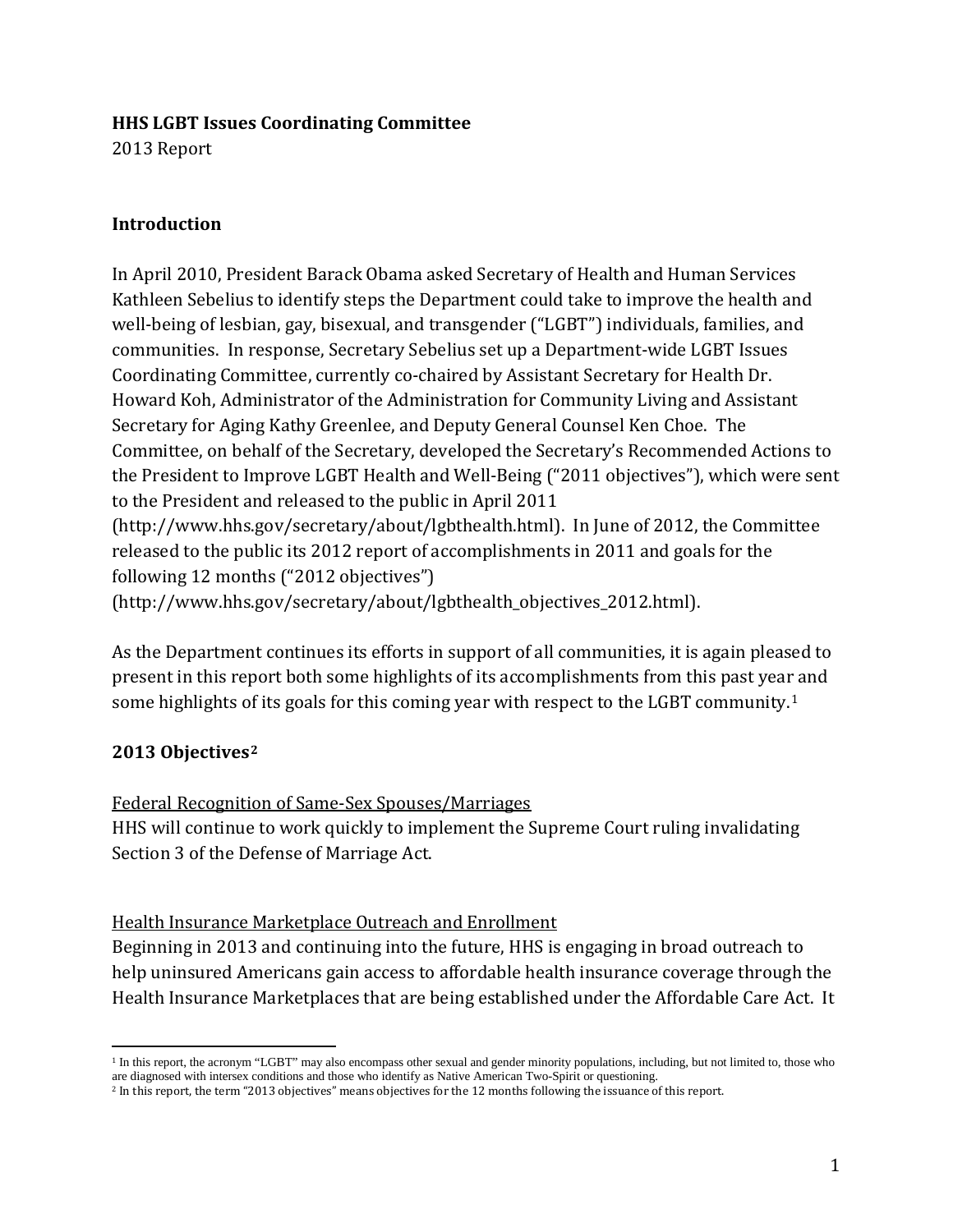**HHS LGBT Issues Coordinating Committee**
2013 Report

## Introduction

In April 2010, President Barack Obama asked Secretary of Health and Human Services Kathleen Sebelius to identify steps the Department could take to improve the health and well-being of lesbian, gay, bisexual, and transgender ("LGBT") individuals, families, and communities. In response, Secretary Sebelius set up a Department-wide LGBT Issues Coordinating Committee, currently co-chaired by Assistant Secretary for Health Dr. Howard Koh, Administrator of the Administration for Community Living and Assistant Secretary for Aging Kathy Greenlee, and Deputy General Counsel Ken Choe. The Committee, on behalf of the Secretary, developed the Secretary's Recommended Actions to the President to Improve LGBT Health and Well-Being ("2011 objectives"), which were sent to the President and released to the public in April 2011 (http://www.hhs.gov/secretary/about/lgbthealth.html). In June of 2012, the Committee released to the public its 2012 report of accomplishments in 2011 and goals for the following 12 months ("2012 objectives") (http://www.hhs.gov/secretary/about/lgbthealth_objectives_2012.html).

As the Department continues its efforts in support of all communities, it is again pleased to present in this report both some highlights of its accomplishments from this past year and some highlights of its goals for this coming year with respect to the LGBT community.[1]

## 2013 Objectives[2]

Federal Recognition of Same-Sex Spouses/Marriages
HHS will continue to work quickly to implement the Supreme Court ruling invalidating Section 3 of the Defense of Marriage Act.

Health Insurance Marketplace Outreach and Enrollment
Beginning in 2013 and continuing into the future, HHS is engaging in broad outreach to help uninsured Americans gain access to affordable health insurance coverage through the Health Insurance Marketplaces that are being established under the Affordable Care Act. It

---

[1] In this report, the acronym "LGBT" may also encompass other sexual and gender minority populations, including, but not limited to, those who are diagnosed with intersex conditions and those who identify as Native American Two-Spirit or questioning.

[2] In this report, the term "2013 objectives" means objectives for the 12 months following the issuance of this report.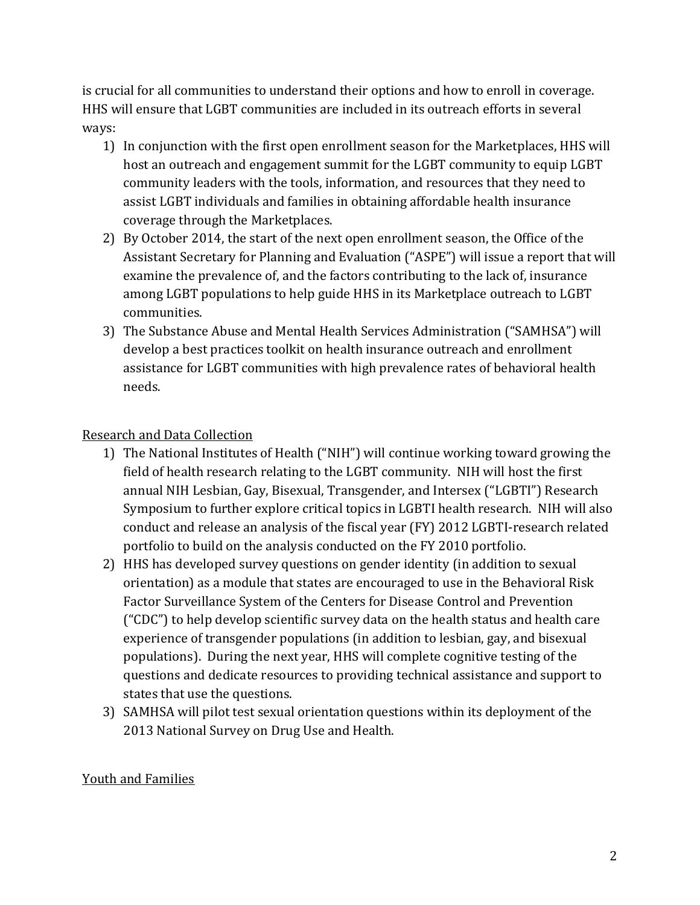is crucial for all communities to understand their options and how to enroll in coverage. HHS will ensure that LGBT communities are included in its outreach efforts in several ways:

1) In conjunction with the first open enrollment season for the Marketplaces, HHS will host an outreach and engagement summit for the LGBT community to equip LGBT community leaders with the tools, information, and resources that they need to assist LGBT individuals and families in obtaining affordable health insurance coverage through the Marketplaces.
2) By October 2014, the start of the next open enrollment season, the Office of the Assistant Secretary for Planning and Evaluation ("ASPE") will issue a report that will examine the prevalence of, and the factors contributing to the lack of, insurance among LGBT populations to help guide HHS in its Marketplace outreach to LGBT communities.
3) The Substance Abuse and Mental Health Services Administration ("SAMHSA") will develop a best practices toolkit on health insurance outreach and enrollment assistance for LGBT communities with high prevalence rates of behavioral health needs.

<u>Research and Data Collection</u>

1) The National Institutes of Health ("NIH") will continue working toward growing the field of health research relating to the LGBT community. NIH will host the first annual NIH Lesbian, Gay, Bisexual, Transgender, and Intersex ("LGBTI") Research Symposium to further explore critical topics in LGBTI health research. NIH will also conduct and release an analysis of the fiscal year (FY) 2012 LGBTI-research related portfolio to build on the analysis conducted on the FY 2010 portfolio.
2) HHS has developed survey questions on gender identity (in addition to sexual orientation) as a module that states are encouraged to use in the Behavioral Risk Factor Surveillance System of the Centers for Disease Control and Prevention ("CDC") to help develop scientific survey data on the health status and health care experience of transgender populations (in addition to lesbian, gay, and bisexual populations). During the next year, HHS will complete cognitive testing of the questions and dedicate resources to providing technical assistance and support to states that use the questions.
3) SAMHSA will pilot test sexual orientation questions within its deployment of the 2013 National Survey on Drug Use and Health.

<u>Youth and Families</u>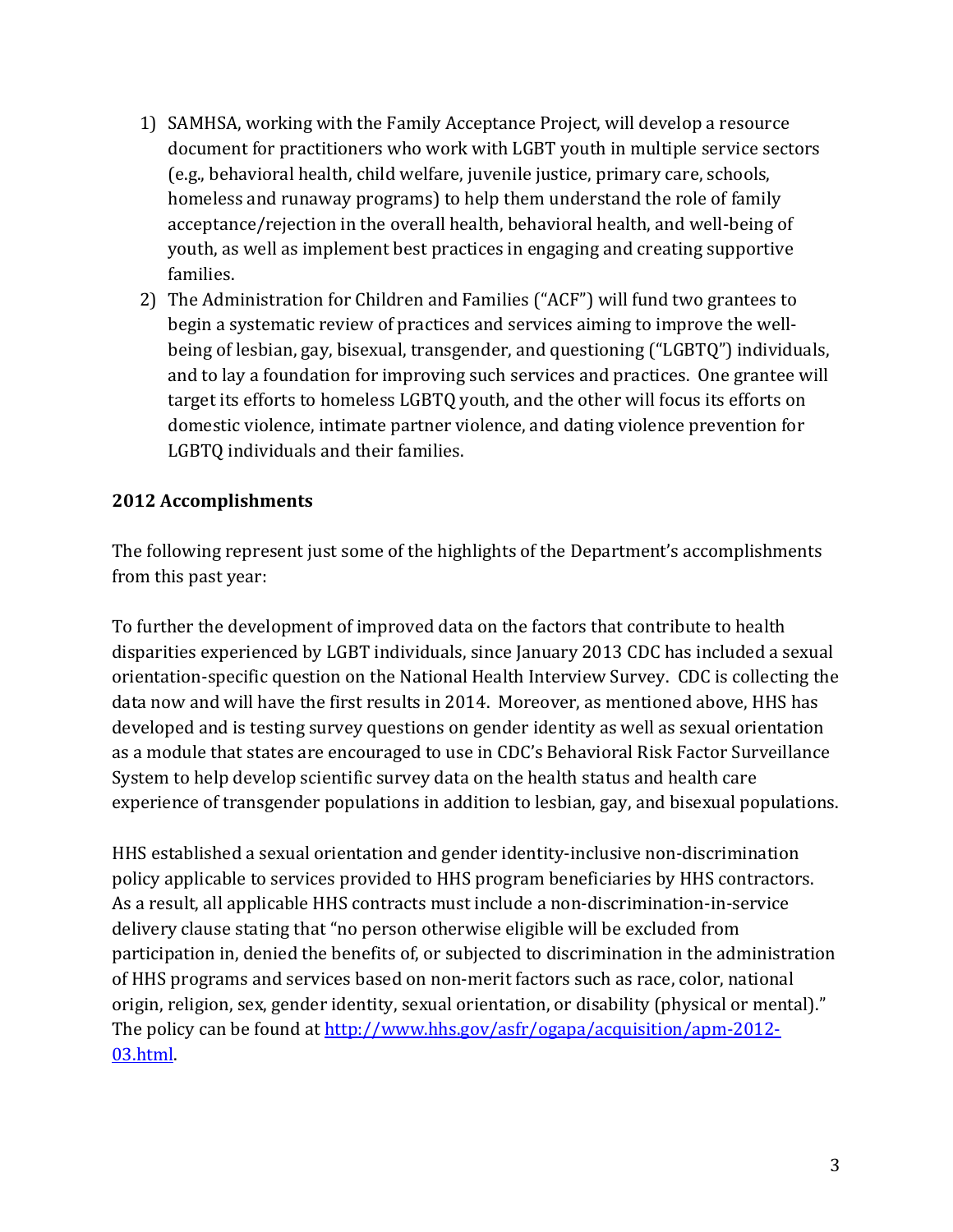1) SAMHSA, working with the Family Acceptance Project, will develop a resource document for practitioners who work with LGBT youth in multiple service sectors (e.g., behavioral health, child welfare, juvenile justice, primary care, schools, homeless and runaway programs) to help them understand the role of family acceptance/rejection in the overall health, behavioral health, and well-being of youth, as well as implement best practices in engaging and creating supportive families.
2) The Administration for Children and Families ("ACF") will fund two grantees to begin a systematic review of practices and services aiming to improve the well-being of lesbian, gay, bisexual, transgender, and questioning ("LGBTQ") individuals, and to lay a foundation for improving such services and practices. One grantee will target its efforts to homeless LGBTQ youth, and the other will focus its efforts on domestic violence, intimate partner violence, and dating violence prevention for LGBTQ individuals and their families.

**2012 Accomplishments**

The following represent just some of the highlights of the Department's accomplishments from this past year:

To further the development of improved data on the factors that contribute to health disparities experienced by LGBT individuals, since January 2013 CDC has included a sexual orientation-specific question on the National Health Interview Survey. CDC is collecting the data now and will have the first results in 2014. Moreover, as mentioned above, HHS has developed and is testing survey questions on gender identity as well as sexual orientation as a module that states are encouraged to use in CDC's Behavioral Risk Factor Surveillance System to help develop scientific survey data on the health status and health care experience of transgender populations in addition to lesbian, gay, and bisexual populations.

HHS established a sexual orientation and gender identity-inclusive non-discrimination policy applicable to services provided to HHS program beneficiaries by HHS contractors. As a result, all applicable HHS contracts must include a non-discrimination-in-service delivery clause stating that "no person otherwise eligible will be excluded from participation in, denied the benefits of, or subjected to discrimination in the administration of HHS programs and services based on non-merit factors such as race, color, national origin, religion, sex, gender identity, sexual orientation, or disability (physical or mental)." The policy can be found at [http://www.hhs.gov/asfr/ogapa/acquisition/apm-2012-03.html](http://www.hhs.gov/asfr/ogapa/acquisition/apm-2012-03.html).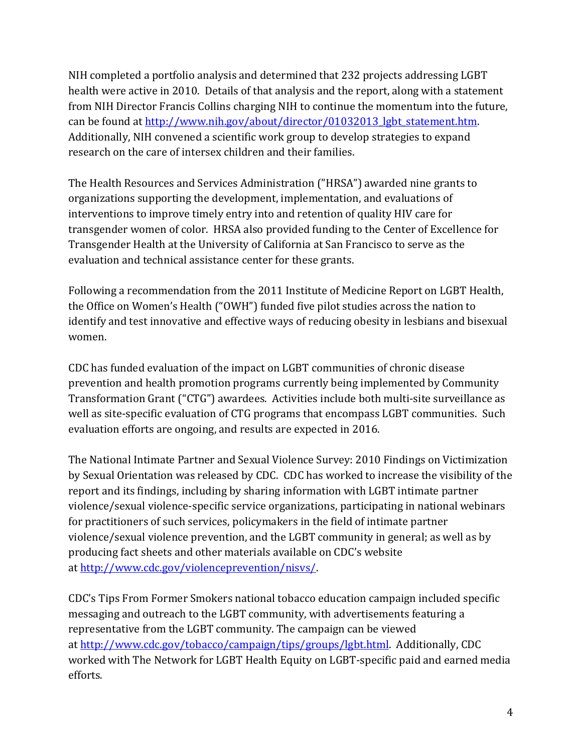NIH completed a portfolio analysis and determined that 232 projects addressing LGBT health were active in 2010. Details of that analysis and the report, along with a statement from NIH Director Francis Collins charging NIH to continue the momentum into the future, can be found at [http://www.nih.gov/about/director/01032013_lgbt_statement.htm](http://www.nih.gov/about/director/01032013_lgbt_statement.htm). Additionally, NIH convened a scientific work group to develop strategies to expand research on the care of intersex children and their families.

The Health Resources and Services Administration ("HRSA") awarded nine grants to organizations supporting the development, implementation, and evaluations of interventions to improve timely entry into and retention of quality HIV care for transgender women of color. HRSA also provided funding to the Center of Excellence for Transgender Health at the University of California at San Francisco to serve as the evaluation and technical assistance center for these grants.

Following a recommendation from the 2011 Institute of Medicine Report on LGBT Health, the Office on Women's Health ("OWH") funded five pilot studies across the nation to identify and test innovative and effective ways of reducing obesity in lesbians and bisexual women.

CDC has funded evaluation of the impact on LGBT communities of chronic disease prevention and health promotion programs currently being implemented by Community Transformation Grant ("CTG") awardees. Activities include both multi-site surveillance as well as site-specific evaluation of CTG programs that encompass LGBT communities. Such evaluation efforts are ongoing, and results are expected in 2016.

The National Intimate Partner and Sexual Violence Survey: 2010 Findings on Victimization by Sexual Orientation was released by CDC. CDC has worked to increase the visibility of the report and its findings, including by sharing information with LGBT intimate partner violence/sexual violence-specific service organizations, participating in national webinars for practitioners of such services, policymakers in the field of intimate partner violence/sexual violence prevention, and the LGBT community in general; as well as by producing fact sheets and other materials available on CDC's website at [http://www.cdc.gov/violenceprevention/nisvs/](http://www.cdc.gov/violenceprevention/nisvs/).

CDC's Tips From Former Smokers national tobacco education campaign included specific messaging and outreach to the LGBT community, with advertisements featuring a representative from the LGBT community. The campaign can be viewed at [http://www.cdc.gov/tobacco/campaign/tips/groups/lgbt.html](http://www.cdc.gov/tobacco/campaign/tips/groups/lgbt.html). Additionally, CDC worked with The Network for LGBT Health Equity on LGBT-specific paid and earned media efforts.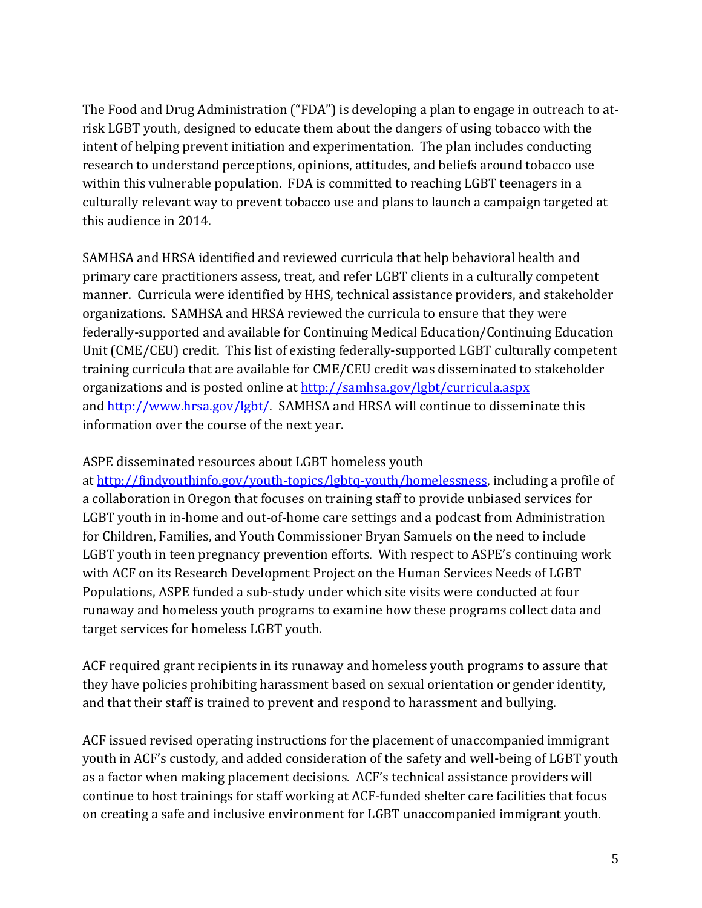The Food and Drug Administration ("FDA") is developing a plan to engage in outreach to at-risk LGBT youth, designed to educate them about the dangers of using tobacco with the intent of helping prevent initiation and experimentation. The plan includes conducting research to understand perceptions, opinions, attitudes, and beliefs around tobacco use within this vulnerable population. FDA is committed to reaching LGBT teenagers in a culturally relevant way to prevent tobacco use and plans to launch a campaign targeted at this audience in 2014.

SAMHSA and HRSA identified and reviewed curricula that help behavioral health and primary care practitioners assess, treat, and refer LGBT clients in a culturally competent manner. Curricula were identified by HHS, technical assistance providers, and stakeholder organizations. SAMHSA and HRSA reviewed the curricula to ensure that they were federally-supported and available for Continuing Medical Education/Continuing Education Unit (CME/CEU) credit. This list of existing federally-supported LGBT culturally competent training curricula that are available for CME/CEU credit was disseminated to stakeholder organizations and is posted online at [http://samhsa.gov/lgbt/curricula.aspx](http://samhsa.gov/lgbt/curricula.aspx) and [http://www.hrsa.gov/lgbt/](http://www.hrsa.gov/lgbt/). SAMHSA and HRSA will continue to disseminate this information over the course of the next year.

ASPE disseminated resources about LGBT homeless youth at [http://findyouthinfo.gov/youth-topics/lgbtq-youth/homelessness](http://findyouthinfo.gov/youth-topics/lgbtq-youth/homelessness), including a profile of a collaboration in Oregon that focuses on training staff to provide unbiased services for LGBT youth in in-home and out-of-home care settings and a podcast from Administration for Children, Families, and Youth Commissioner Bryan Samuels on the need to include LGBT youth in teen pregnancy prevention efforts. With respect to ASPE's continuing work with ACF on its Research Development Project on the Human Services Needs of LGBT Populations, ASPE funded a sub-study under which site visits were conducted at four runaway and homeless youth programs to examine how these programs collect data and target services for homeless LGBT youth.

ACF required grant recipients in its runaway and homeless youth programs to assure that they have policies prohibiting harassment based on sexual orientation or gender identity, and that their staff is trained to prevent and respond to harassment and bullying.

ACF issued revised operating instructions for the placement of unaccompanied immigrant youth in ACF's custody, and added consideration of the safety and well-being of LGBT youth as a factor when making placement decisions. ACF's technical assistance providers will continue to host trainings for staff working at ACF-funded shelter care facilities that focus on creating a safe and inclusive environment for LGBT unaccompanied immigrant youth.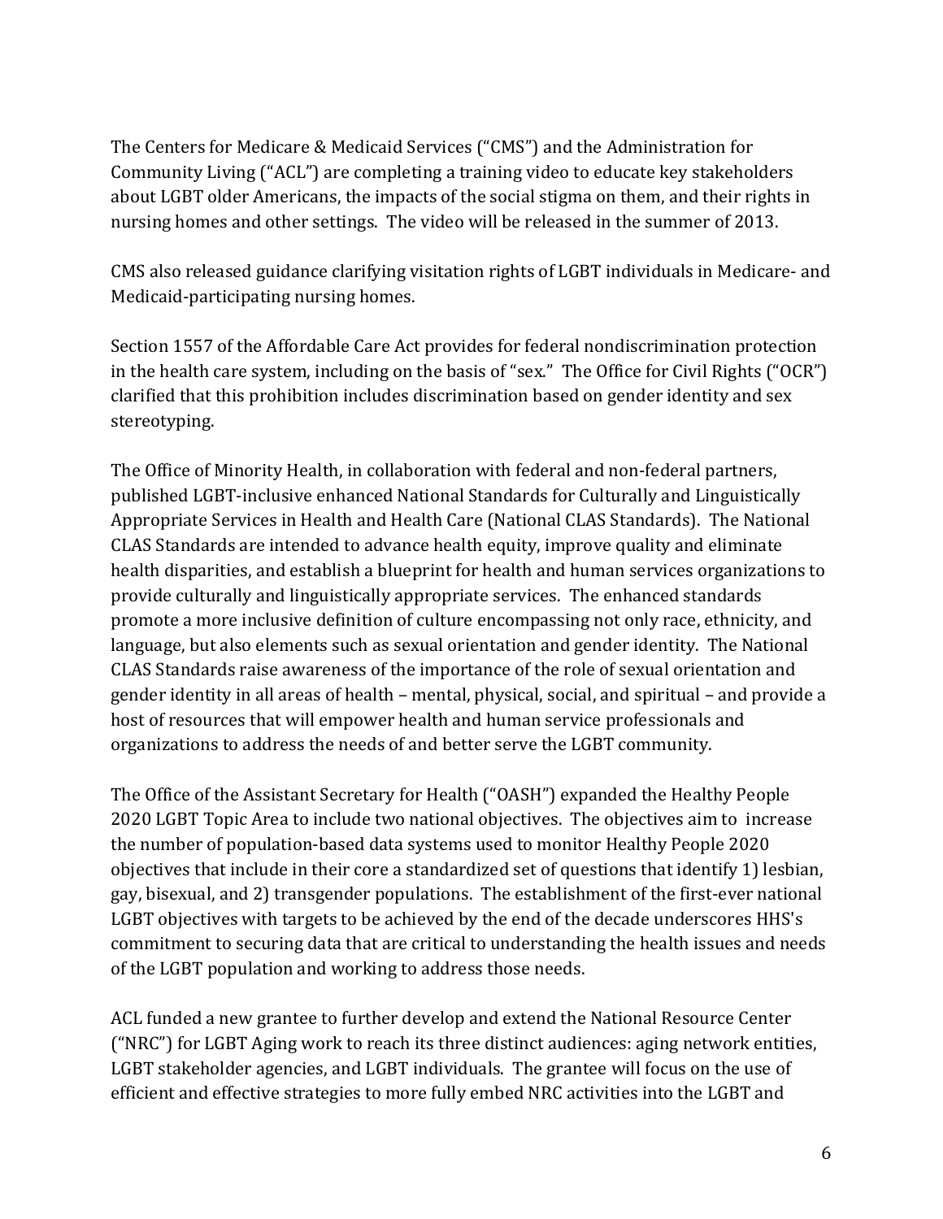The Centers for Medicare & Medicaid Services ("CMS") and the Administration for Community Living ("ACL") are completing a training video to educate key stakeholders about LGBT older Americans, the impacts of the social stigma on them, and their rights in nursing homes and other settings. The video will be released in the summer of 2013.

CMS also released guidance clarifying visitation rights of LGBT individuals in Medicare- and Medicaid-participating nursing homes.

Section 1557 of the Affordable Care Act provides for federal nondiscrimination protection in the health care system, including on the basis of "sex." The Office for Civil Rights ("OCR") clarified that this prohibition includes discrimination based on gender identity and sex stereotyping.

The Office of Minority Health, in collaboration with federal and non-federal partners, published LGBT-inclusive enhanced National Standards for Culturally and Linguistically Appropriate Services in Health and Health Care (National CLAS Standards). The National CLAS Standards are intended to advance health equity, improve quality and eliminate health disparities, and establish a blueprint for health and human services organizations to provide culturally and linguistically appropriate services. The enhanced standards promote a more inclusive definition of culture encompassing not only race, ethnicity, and language, but also elements such as sexual orientation and gender identity. The National CLAS Standards raise awareness of the importance of the role of sexual orientation and gender identity in all areas of health – mental, physical, social, and spiritual – and provide a host of resources that will empower health and human service professionals and organizations to address the needs of and better serve the LGBT community.

The Office of the Assistant Secretary for Health ("OASH") expanded the Healthy People 2020 LGBT Topic Area to include two national objectives. The objectives aim to increase the number of population-based data systems used to monitor Healthy People 2020 objectives that include in their core a standardized set of questions that identify 1) lesbian, gay, bisexual, and 2) transgender populations. The establishment of the first-ever national LGBT objectives with targets to be achieved by the end of the decade underscores HHS's commitment to securing data that are critical to understanding the health issues and needs of the LGBT population and working to address those needs.

ACL funded a new grantee to further develop and extend the National Resource Center ("NRC") for LGBT Aging work to reach its three distinct audiences: aging network entities, LGBT stakeholder agencies, and LGBT individuals. The grantee will focus on the use of efficient and effective strategies to more fully embed NRC activities into the LGBT and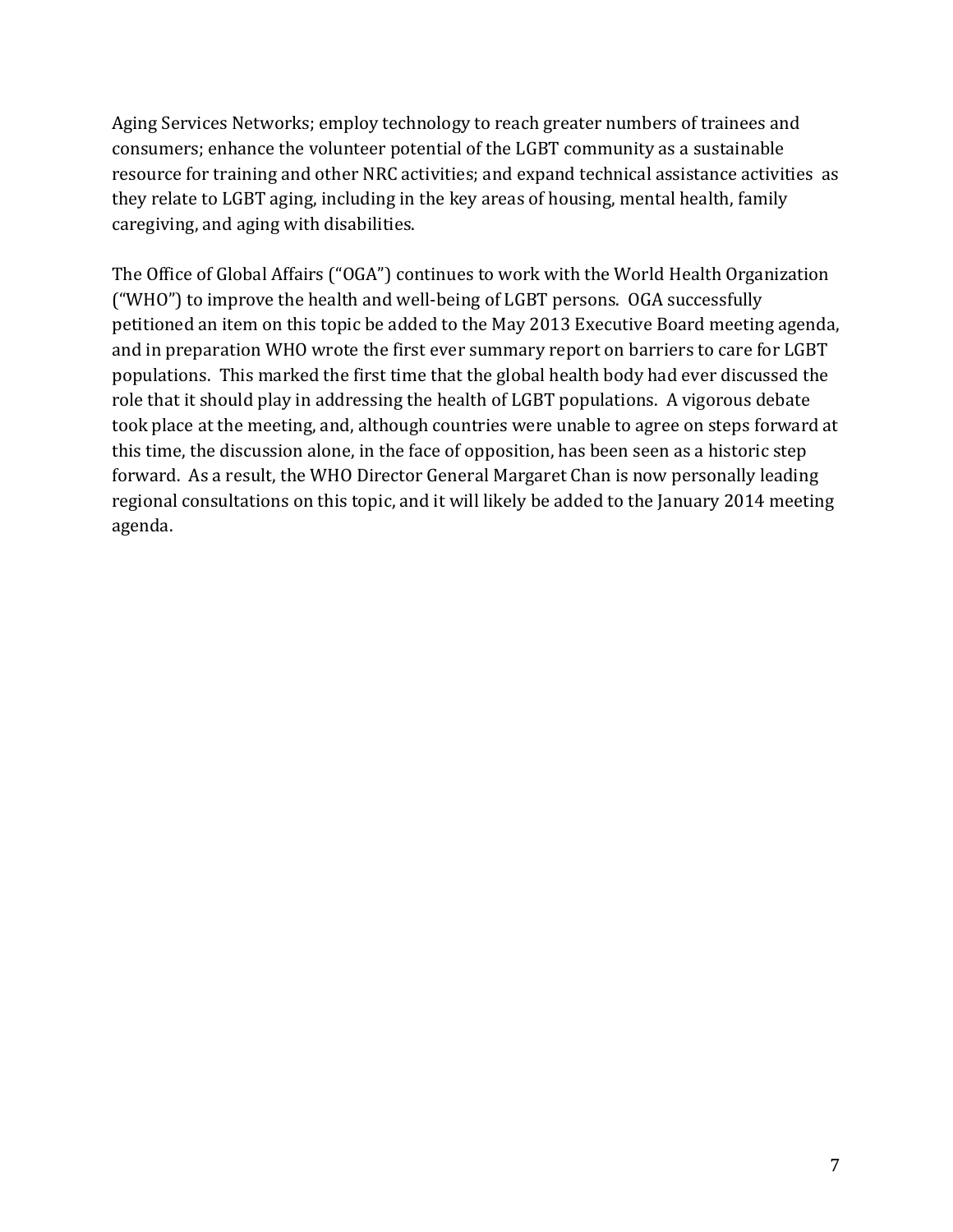Aging Services Networks; employ technology to reach greater numbers of trainees and consumers; enhance the volunteer potential of the LGBT community as a sustainable resource for training and other NRC activities; and expand technical assistance activities as they relate to LGBT aging, including in the key areas of housing, mental health, family caregiving, and aging with disabilities.

The Office of Global Affairs ("OGA") continues to work with the World Health Organization ("WHO") to improve the health and well-being of LGBT persons. OGA successfully petitioned an item on this topic be added to the May 2013 Executive Board meeting agenda, and in preparation WHO wrote the first ever summary report on barriers to care for LGBT populations. This marked the first time that the global health body had ever discussed the role that it should play in addressing the health of LGBT populations. A vigorous debate took place at the meeting, and, although countries were unable to agree on steps forward at this time, the discussion alone, in the face of opposition, has been seen as a historic step forward. As a result, the WHO Director General Margaret Chan is now personally leading regional consultations on this topic, and it will likely be added to the January 2014 meeting agenda.